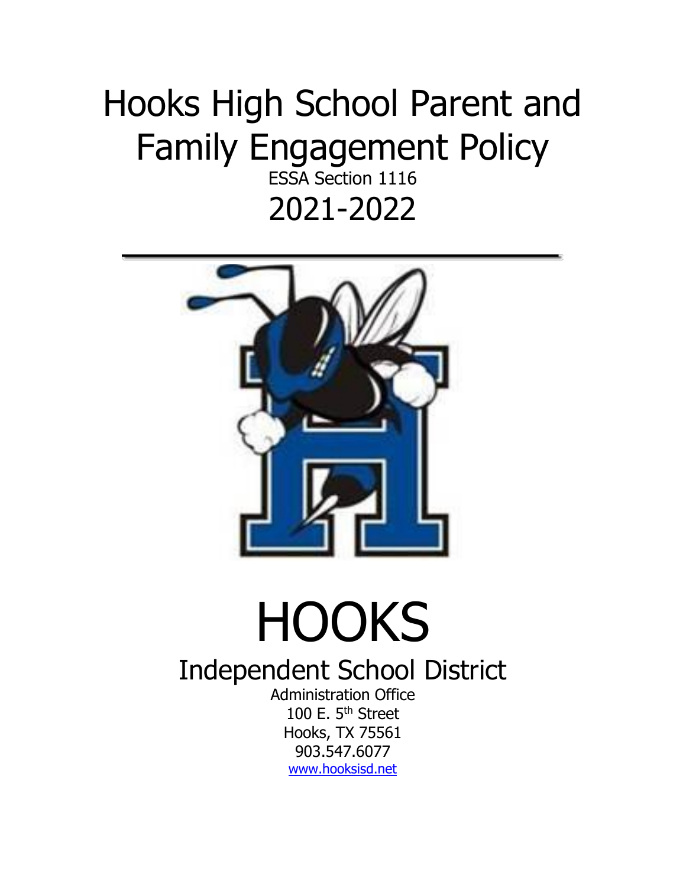# Hooks High School Parent and Family Engagement Policy

ESSA Section 1116

2021-2022

# HOOKS

## Independent School District

Administration Office
100 E. 5th Street
Hooks, TX 75561
903.547.6077
www.hooksisd.net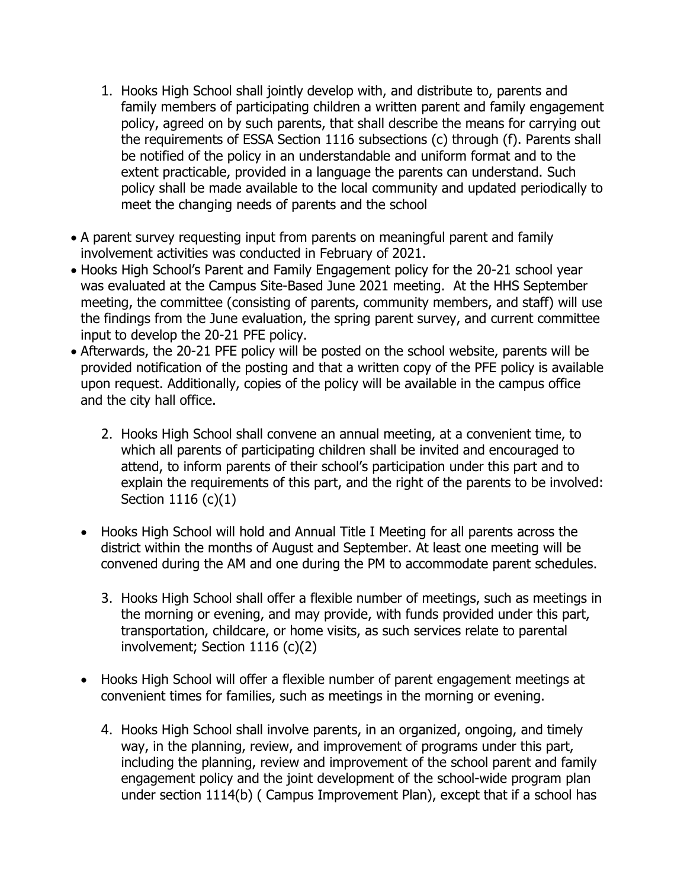1. Hooks High School shall jointly develop with, and distribute to, parents and family members of participating children a written parent and family engagement policy, agreed on by such parents, that shall describe the means for carrying out the requirements of ESSA Section 1116 subsections (c) through (f). Parents shall be notified of the policy in an understandable and uniform format and to the extent practicable, provided in a language the parents can understand. Such policy shall be made available to the local community and updated periodically to meet the changing needs of parents and the school

- A parent survey requesting input from parents on meaningful parent and family involvement activities was conducted in February of 2021.
- Hooks High School's Parent and Family Engagement policy for the 20-21 school year was evaluated at the Campus Site-Based June 2021 meeting. At the HHS September meeting, the committee (consisting of parents, community members, and staff) will use the findings from the June evaluation, the spring parent survey, and current committee input to develop the 20-21 PFE policy.
- Afterwards, the 20-21 PFE policy will be posted on the school website, parents will be provided notification of the posting and that a written copy of the PFE policy is available upon request. Additionally, copies of the policy will be available in the campus office and the city hall office.

2. Hooks High School shall convene an annual meeting, at a convenient time, to which all parents of participating children shall be invited and encouraged to attend, to inform parents of their school's participation under this part and to explain the requirements of this part, and the right of the parents to be involved: Section 1116 (c)(1)

- Hooks High School will hold and Annual Title I Meeting for all parents across the district within the months of August and September. At least one meeting will be convened during the AM and one during the PM to accommodate parent schedules.

3. Hooks High School shall offer a flexible number of meetings, such as meetings in the morning or evening, and may provide, with funds provided under this part, transportation, childcare, or home visits, as such services relate to parental involvement; Section 1116 (c)(2)

- Hooks High School will offer a flexible number of parent engagement meetings at convenient times for families, such as meetings in the morning or evening.

4. Hooks High School shall involve parents, in an organized, ongoing, and timely way, in the planning, review, and improvement of programs under this part, including the planning, review and improvement of the school parent and family engagement policy and the joint development of the school-wide program plan under section 1114(b) ( Campus Improvement Plan), except that if a school has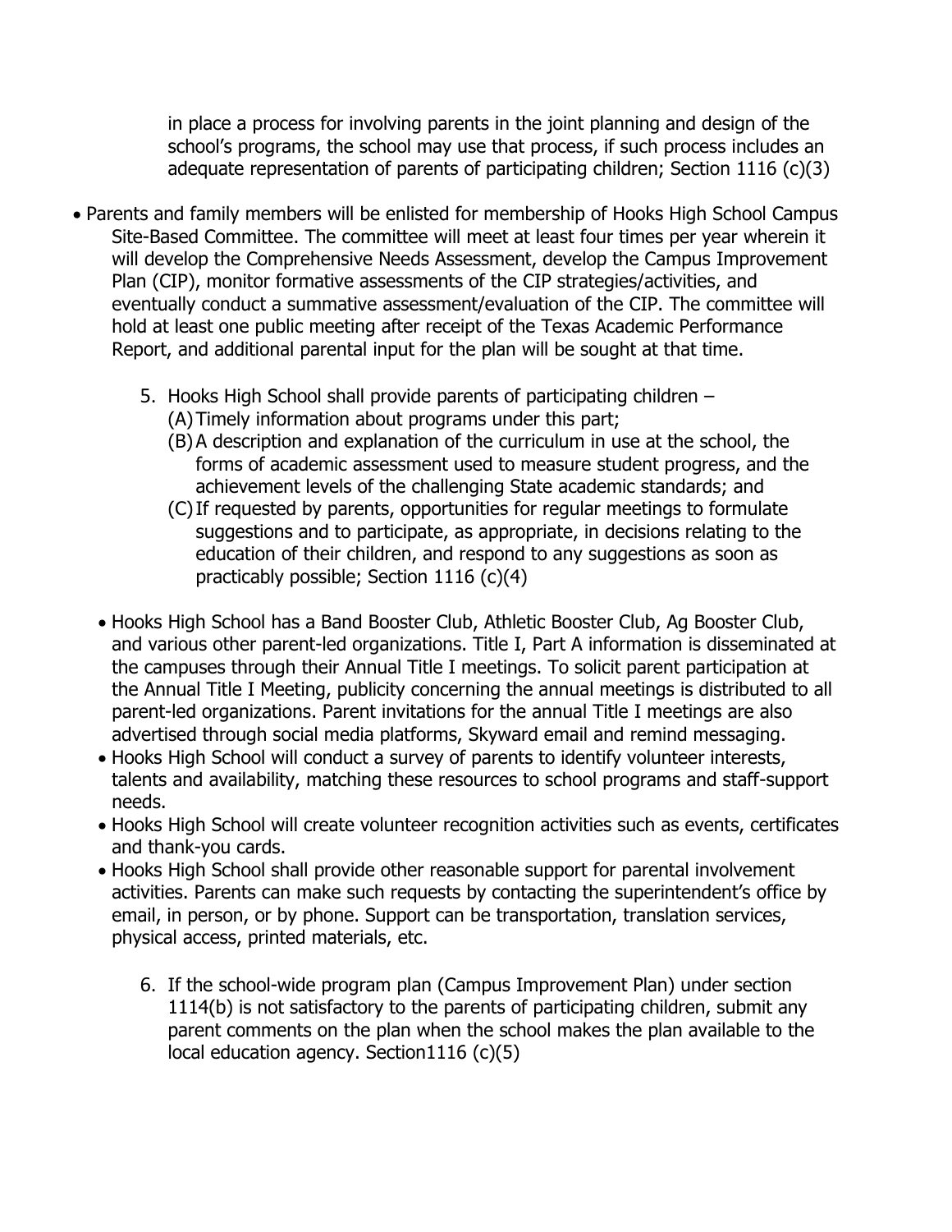in place a process for involving parents in the joint planning and design of the school's programs, the school may use that process, if such process includes an adequate representation of parents of participating children; Section 1116 (c)(3)

- Parents and family members will be enlisted for membership of Hooks High School Campus Site-Based Committee. The committee will meet at least four times per year wherein it will develop the Comprehensive Needs Assessment, develop the Campus Improvement Plan (CIP), monitor formative assessments of the CIP strategies/activities, and eventually conduct a summative assessment/evaluation of the CIP. The committee will hold at least one public meeting after receipt of the Texas Academic Performance Report, and additional parental input for the plan will be sought at that time.

5. Hooks High School shall provide parents of participating children –
   (A) Timely information about programs under this part;
   (B) A description and explanation of the curriculum in use at the school, the forms of academic assessment used to measure student progress, and the achievement levels of the challenging State academic standards; and
   (C) If requested by parents, opportunities for regular meetings to formulate suggestions and to participate, as appropriate, in decisions relating to the education of their children, and respond to any suggestions as soon as practicably possible; Section 1116 (c)(4)

- Hooks High School has a Band Booster Club, Athletic Booster Club, Ag Booster Club, and various other parent-led organizations. Title I, Part A information is disseminated at the campuses through their Annual Title I meetings. To solicit parent participation at the Annual Title I Meeting, publicity concerning the annual meetings is distributed to all parent-led organizations. Parent invitations for the annual Title I meetings are also advertised through social media platforms, Skyward email and remind messaging.
- Hooks High School will conduct a survey of parents to identify volunteer interests, talents and availability, matching these resources to school programs and staff-support needs.
- Hooks High School will create volunteer recognition activities such as events, certificates and thank-you cards.
- Hooks High School shall provide other reasonable support for parental involvement activities. Parents can make such requests by contacting the superintendent's office by email, in person, or by phone. Support can be transportation, translation services, physical access, printed materials, etc.

6. If the school-wide program plan (Campus Improvement Plan) under section 1114(b) is not satisfactory to the parents of participating children, submit any parent comments on the plan when the school makes the plan available to the local education agency. Section1116 (c)(5)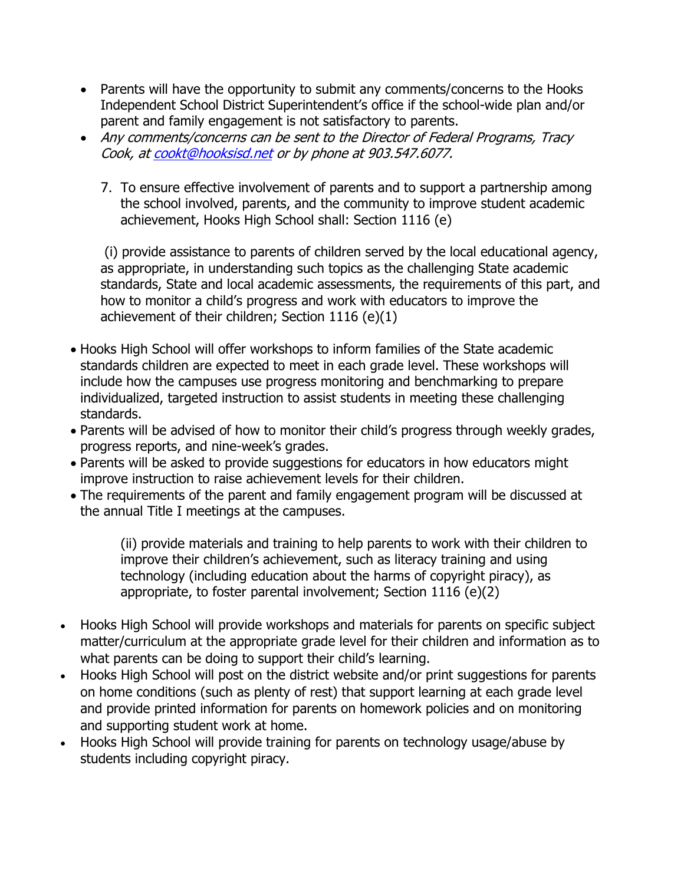- Parents will have the opportunity to submit any comments/concerns to the Hooks Independent School District Superintendent's office if the school-wide plan and/or parent and family engagement is not satisfactory to parents.
- *Any comments/concerns can be sent to the Director of Federal Programs, Tracy Cook, at [cookt@hooksisd.net](mailto:cookt@hooksisd.net) or by phone at 903.547.6077.*

7. To ensure effective involvement of parents and to support a partnership among the school involved, parents, and the community to improve student academic achievement, Hooks High School shall: Section 1116 (e)

(i) provide assistance to parents of children served by the local educational agency, as appropriate, in understanding such topics as the challenging State academic standards, State and local academic assessments, the requirements of this part, and how to monitor a child's progress and work with educators to improve the achievement of their children; Section 1116 (e)(1)

- Hooks High School will offer workshops to inform families of the State academic standards children are expected to meet in each grade level. These workshops will include how the campuses use progress monitoring and benchmarking to prepare individualized, targeted instruction to assist students in meeting these challenging standards.
- Parents will be advised of how to monitor their child's progress through weekly grades, progress reports, and nine-week's grades.
- Parents will be asked to provide suggestions for educators in how educators might improve instruction to raise achievement levels for their children.
- The requirements of the parent and family engagement program will be discussed at the annual Title I meetings at the campuses.

(ii) provide materials and training to help parents to work with their children to improve their children's achievement, such as literacy training and using technology (including education about the harms of copyright piracy), as appropriate, to foster parental involvement; Section 1116 (e)(2)

- Hooks High School will provide workshops and materials for parents on specific subject matter/curriculum at the appropriate grade level for their children and information as to what parents can be doing to support their child's learning.
- Hooks High School will post on the district website and/or print suggestions for parents on home conditions (such as plenty of rest) that support learning at each grade level and provide printed information for parents on homework policies and on monitoring and supporting student work at home.
- Hooks High School will provide training for parents on technology usage/abuse by students including copyright piracy.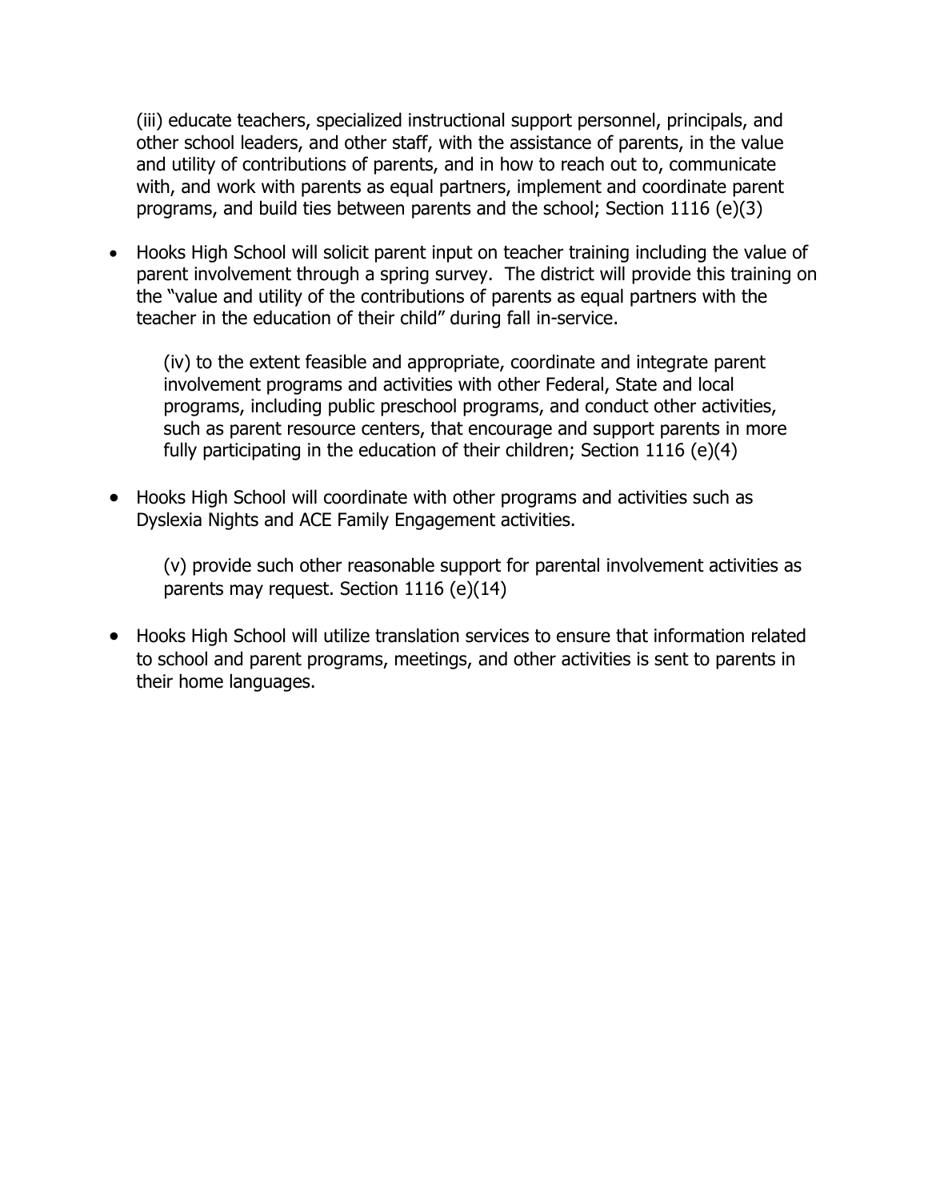(iii) educate teachers, specialized instructional support personnel, principals, and other school leaders, and other staff, with the assistance of parents, in the value and utility of contributions of parents, and in how to reach out to, communicate with, and work with parents as equal partners, implement and coordinate parent programs, and build ties between parents and the school; Section 1116 (e)(3)

- Hooks High School will solicit parent input on teacher training including the value of parent involvement through a spring survey. The district will provide this training on the "value and utility of the contributions of parents as equal partners with the teacher in the education of their child" during fall in-service.

(iv) to the extent feasible and appropriate, coordinate and integrate parent involvement programs and activities with other Federal, State and local programs, including public preschool programs, and conduct other activities, such as parent resource centers, that encourage and support parents in more fully participating in the education of their children; Section 1116 (e)(4)

- Hooks High School will coordinate with other programs and activities such as Dyslexia Nights and ACE Family Engagement activities.

(v) provide such other reasonable support for parental involvement activities as parents may request. Section 1116 (e)(14)

- Hooks High School will utilize translation services to ensure that information related to school and parent programs, meetings, and other activities is sent to parents in their home languages.